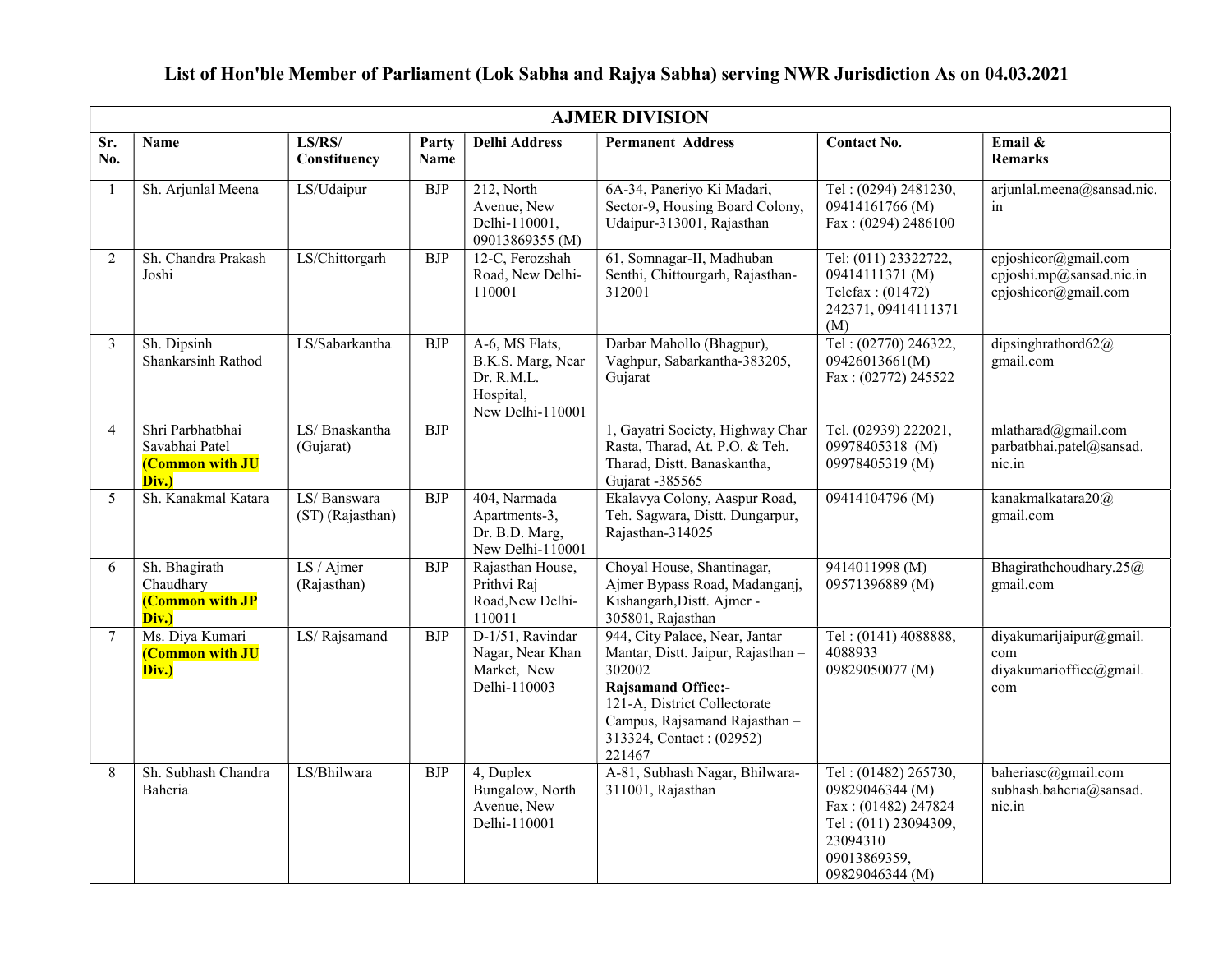# List of Hon'ble Member of Parliament (Lok Sabha and Rajya Sabha) serving NWR Jurisdiction As on 04.03.2021

| AJMER DIVISION | | | | | | | |
|---|---|---|---|---|---|---|---|
| **Sr. No.** | **Name** | **LS/RS/ Constituency** | **Party Name** | **Delhi Address** | **Permanent Address** | **Contact No.** | **Email & Remarks** |
| 1 | Sh. Arjunlal Meena | LS/Udaipur | BJP | 212, North Avenue, New Delhi-110001, 09013869355 (M) | 6A-34, Paneriyo Ki Madari, Sector-9, Housing Board Colony, Udaipur-313001, Rajasthan | Tel : (0294) 2481230, 09414161766 (M) Fax : (0294) 2486100 | arjunlal.meena@sansad.nic.in |
| 2 | Sh. Chandra Prakash Joshi | LS/Chittorgarh | BJP | 12-C, Ferozshah Road, New Delhi-110001 | 61, Somnagar-II, Madhuban Senthi, Chittourgarh, Rajasthan-312001 | Tel: (011) 23322722, 09414111371 (M) Telefax : (01472) 242371, 09414111371 (M) | cpjoshicor@gmail.com cpjoshi.mp@sansad.nic.in cpjoshicor@gmail.com |
| 3 | Sh. Dipsinh Shankarsinh Rathod | LS/Sabarkantha | BJP | A-6, MS Flats, B.K.S. Marg, Near Dr. R.M.L. Hospital, New Delhi-110001 | Darbar Mahollo (Bhagpur), Vaghpur, Sabarkantha-383205, Gujarat | Tel : (02770) 246322, 09426013661(M) Fax : (02772) 245522 | dipsinghrathod62@gmail.com |
| 4 | Shri Parbhatbhai Savabhai Patel **(Common with JU Div.)** | LS/ Bnaskantha (Gujarat) | BJP | | 1, Gayatri Society, Highway Char Rasta, Tharad, At. P.O. & Teh. Tharad, Distt. Banaskantha, Gujarat -385565 | Tel. (02939) 222021, 09978405318 (M) 09978405319 (M) | mlatharad@gmail.com parbatbhai.patel@sansad.nic.in |
| 5 | Sh. Kanakmal Katara | LS/ Banswara (ST) (Rajasthan) | BJP | 404, Narmada Apartments-3, Dr. B.D. Marg, New Delhi-110001 | Ekalavya Colony, Aaspur Road, Teh. Sagwara, Distt. Dungarpur, Rajasthan-314025 | 09414104796 (M) | kanakmalkatara20@gmail.com |
| 6 | Sh. Bhagirath Chaudhary **(Common with JP Div.)** | LS / Ajmer (Rajasthan) | BJP | Rajasthan House, Prithvi Raj Road,New Delhi-110011 | Choyal House, Shantinagar, Ajmer Bypass Road, Madanganj, Kishangarh,Distt. Ajmer - 305801, Rajasthan | 9414011998 (M) 09571396889 (M) | Bhagirathchoudhary.25@gmail.com |
| 7 | Ms. Diya Kumari **(Common with JU Div.)** | LS/ Rajsamand | BJP | D-1/51, Ravindar Nagar, Near Khan Market, New Delhi-110003 | 944, City Palace, Near, Jantar Mantar, Distt. Jaipur, Rajasthan – 302002 **Rajsamand Office:-** 121-A, District Collectorate Campus, Rajsamand Rajasthan – 313324, Contact : (02952) 221467 | Tel : (0141) 4088888, 4088933 09829050077 (M) | diyakumarijaipur@gmail.com diyakumarioffice@gmail.com |
| 8 | Sh. Subhash Chandra Baheria | LS/Bhilwara | BJP | 4, Duplex Bungalow, North Avenue, New Delhi-110001 | A-81, Subhash Nagar, Bhilwara-311001, Rajasthan | Tel : (01482) 265730, 09829046344 (M) Fax : (01482) 247824 Tel : (011) 23094309, 23094310 09013869359, 09829046344 (M) | baheriasc@gmail.com subhash.baheria@sansad.nic.in |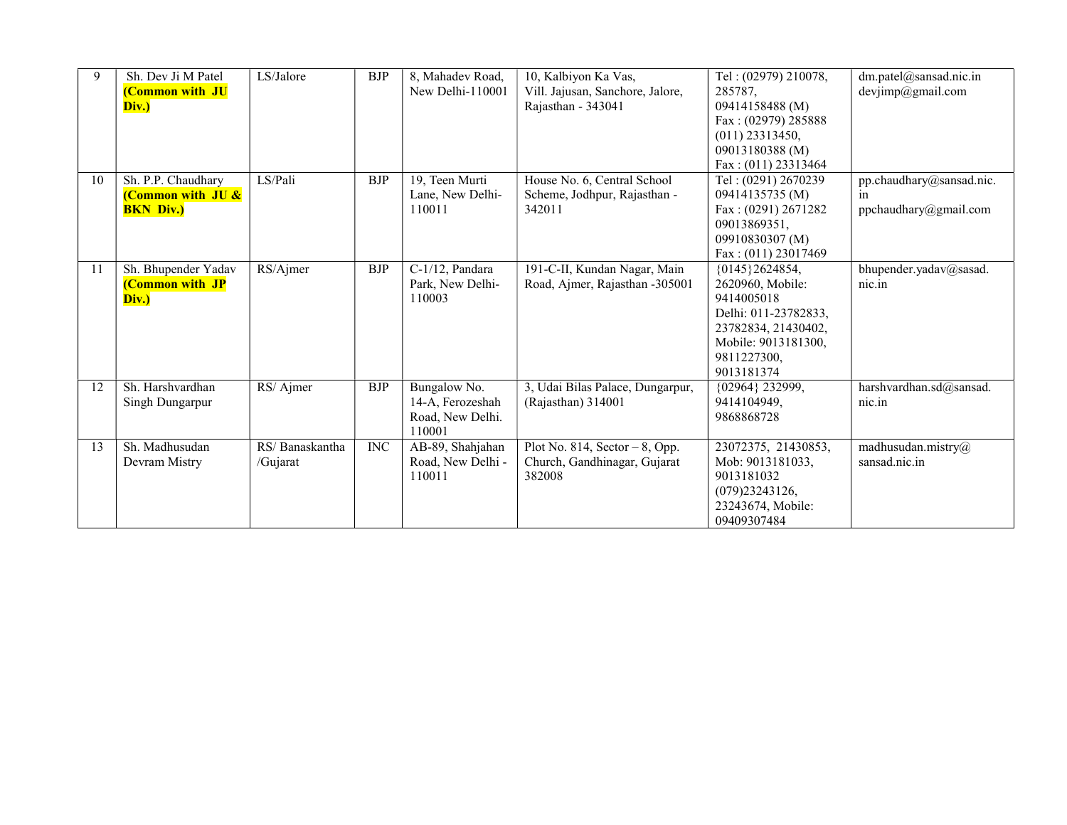| 9 | Sh. Dev Ji M Patel **(Common with JU Div.)** | LS/Jalore | BJP | 8, Mahadev Road, New Delhi-110001 | 10, Kalbiyon Ka Vas, Vill. Jajusan, Sanchore, Jalore, Rajasthan - 343041 | Tel : (02979) 210078, 285787, 09414158488 (M) Fax : (02979) 285888 (011) 23313450, 09013180388 (M) Fax : (011) 23313464 | dm.patel@sansad.nic.in devjimp@gmail.com |
|---|---|---|---|---|---|---|---|
| 10 | Sh. P.P. Chaudhary **(Common with JU & BKN Div.)** | LS/Pali | BJP | 19, Teen Murti Lane, New Delhi-110011 | House No. 6, Central School Scheme, Jodhpur, Rajasthan - 342011 | Tel : (0291) 2670239 09414135735 (M) Fax : (0291) 2671282 09013869351, 09910830307 (M) Fax : (011) 23017469 | pp.chaudhary@sansad.nic.in ppchaudhary@gmail.com |
| 11 | Sh. Bhupender Yadav **(Common with JP Div.)** | RS/Ajmer | BJP | C-1/12, Pandara Park, New Delhi-110003 | 191-C-II, Kundan Nagar, Main Road, Ajmer, Rajasthan -305001 | {0145}2624854, 2620960, Mobile: 9414005018 Delhi: 011-23782833, 23782834, 21430402, Mobile: 9013181300, 9811227300, 9013181374 | bhupender.yadav@sasad.nic.in |
| 12 | Sh. Harshvardhan Singh Dungarpur | RS/ Ajmer | BJP | Bungalow No. 14-A, Ferozeshah Road, New Delhi. 110001 | 3, Udai Bilas Palace, Dungarpur, (Rajasthan) 314001 | {02964} 232999, 9414104949, 9868868728 | harshvardhan.sd@sansad.nic.in |
| 13 | Sh. Madhusudan Devram Mistry | RS/ Banaskantha /Gujarat | INC | AB-89, Shahjahan Road, New Delhi - 110011 | Plot No. 814, Sector – 8, Opp. Church, Gandhinagar, Gujarat 382008 | 23072375, 21430853, Mob: 9013181033, 9013181032 (079)23243126, 23243674, Mobile: 09409307484 | madhusudan.mistry@sansad.nic.in |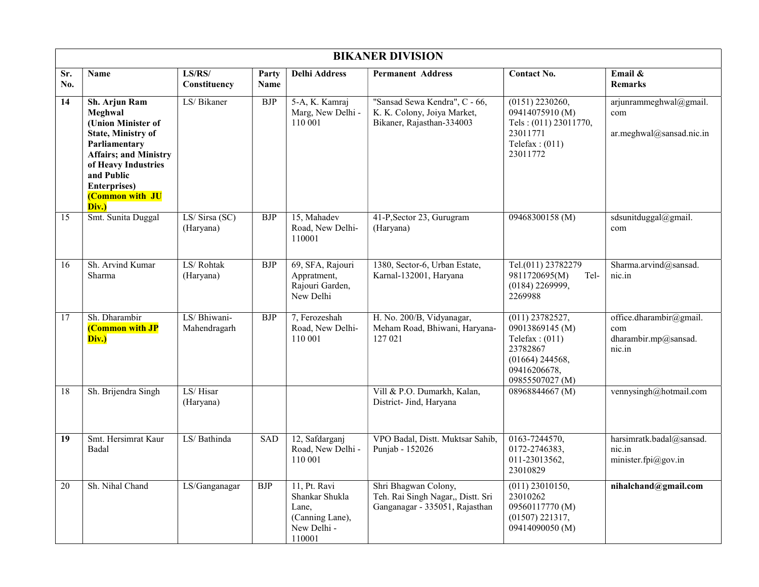| BIKANER DIVISION | | | | | | | |
|---|---|---|---|---|---|---|---|
| **Sr. No.** | **Name** | **LS/RS/ Constituency** | **Party Name** | **Delhi Address** | **Permanent Address** | **Contact No.** | **Email & Remarks** |
| **14** | **Sh. Arjun Ram Meghwal (Union Minister of State, Ministry of Parliamentary Affairs; and Ministry of Heavy Industries and Public Enterprises) (Common with JU Div.)** | LS/ Bikaner | BJP | 5-A, K. Kamraj Marg, New Delhi - 110 001 | "Sansad Sewa Kendra", C - 66, K. K. Colony, Joiya Market, Bikaner, Rajasthan-334003 | (0151) 2230260, 09414075910 (M) Tels : (011) 23011770, 23011771 Telefax : (011) 23011772 | arjunrammeghwal@gmail.com ar.meghwal@sansad.nic.in |
| 15 | Smt. Sunita Duggal | LS/ Sirsa (SC) (Haryana) | BJP | 15, Mahadev Road, New Delhi-110001 | 41-P,Sector 23, Gurugram (Haryana) | 09468300158 (M) | sdsunitduggal@gmail.com |
| 16 | Sh. Arvind Kumar Sharma | LS/ Rohtak (Haryana) | BJP | 69, SFA, Rajouri Appratment, Rajouri Garden, New Delhi | 1380, Sector-6, Urban Estate, Karnal-132001, Haryana | Tel.(011) 23782279 9811720695(M) Tel-(0184) 2269999, 2269988 | Sharma.arvind@sansad.nic.in |
| 17 | Sh. Dharambir **(Common with JP Div.)** | LS/ Bhiwani-Mahendragarh | BJP | 7, Ferozeshah Road, New Delhi-110 001 | H. No. 200/B, Vidyanagar, Meham Road, Bhiwani, Haryana-127 021 | (011) 23782527, 09013869145 (M) Telefax : (011) 23782867 (01664) 244568, 09416206678, 09855507027 (M) | office.dharambir@gmail.com dharambir.mp@sansad.nic.in |
| 18 | Sh. Brijendra Singh | LS/ Hisar (Haryana) | | | Vill & P.O. Dumarkh, Kalan, District- Jind, Haryana | 08968844667 (M) | vennysingh@hotmail.com |
| **19** | Smt. Hersimrat Kaur Badal | LS/ Bathinda | SAD | 12, Safdarganj Road, New Delhi - 110 001 | VPO Badal, Distt. Muktsar Sahib, Punjab - 152026 | 0163-7244570, 0172-2746383, 011-23013562, 23010829 | harsimratk.badal@sansad.nic.in minister.fpi@gov.in |
| 20 | Sh. Nihal Chand | LS/Ganganagar | BJP | 11, Pt. Ravi Shankar Shukla Lane, (Canning Lane), New Delhi - 110001 | Shri Bhagwan Colony, Teh. Rai Singh Nagar,, Distt. Sri Ganganagar - 335051, Rajasthan | (011) 23010150, 23010262 09560117770 (M) (01507) 221317, 09414090050 (M) | **nihalchand@gmail.com** |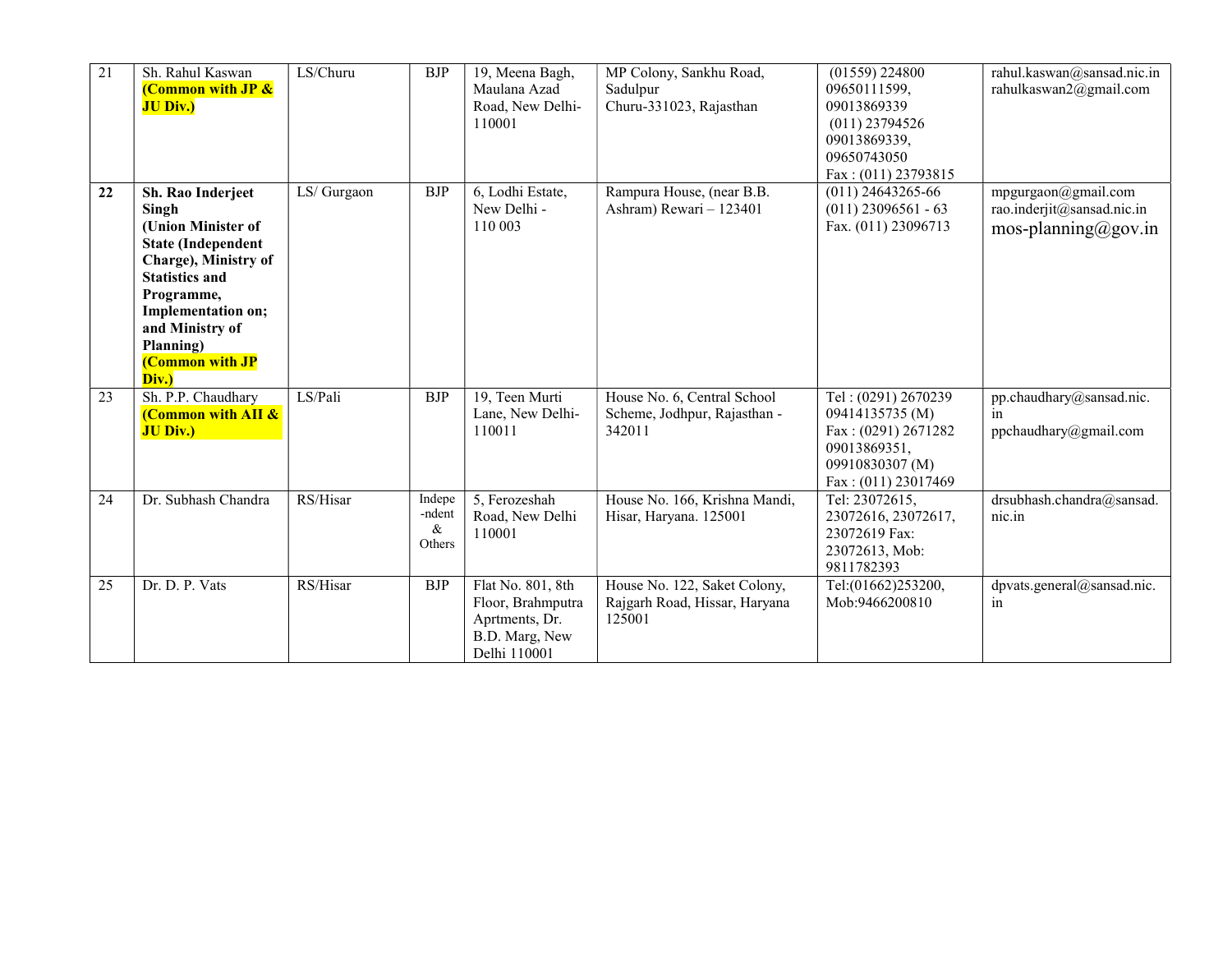| 21 | Sh. Rahul Kaswan **(Common with JP & JU Div.)** | LS/Churu | BJP | 19, Meena Bagh, Maulana Azad Road, New Delhi-110001 | MP Colony, Sankhu Road, Sadulpur Churu-331023, Rajasthan | (01559) 224800 09650111599, 09013869339 (011) 23794526 09013869339, 09650743050 Fax : (011) 23793815 | rahul.kaswan@sansad.nic.in rahulkaswan2@gmail.com |
|---|---|---|---|---|---|---|---|
| **22** | **Sh. Rao Inderjeet Singh (Union Minister of State (Independent Charge), Ministry of Statistics and Programme, Implementation on; and Ministry of Planning) (Common with JP Div.)** | LS/ Gurgaon | BJP | 6, Lodhi Estate, New Delhi - 110 003 | Rampura House, (near B.B. Ashram) Rewari – 123401 | (011) 24643265-66 (011) 23096561 - 63 Fax. (011) 23096713 | mpgurgaon@gmail.com rao.inderjit@sansad.nic.in mos-planning@gov.in |
| 23 | Sh. P.P. Chaudhary **(Common with AII & JU Div.)** | LS/Pali | BJP | 19, Teen Murti Lane, New Delhi-110011 | House No. 6, Central School Scheme, Jodhpur, Rajasthan - 342011 | Tel : (0291) 2670239 09414135735 (M) Fax : (0291) 2671282 09013869351, 09910830307 (M) Fax : (011) 23017469 | pp.chaudhary@sansad.nic.in ppchaudhary@gmail.com |
| 24 | Dr. Subhash Chandra | RS/Hisar | Indepe-ndent & Others | 5, Ferozeshah Road, New Delhi 110001 | House No. 166, Krishna Mandi, Hisar, Haryana. 125001 | Tel: 23072615, 23072616, 23072617, 23072619 Fax: 23072613, Mob: 9811782393 | drsubhash.chandra@sansad.nic.in |
| 25 | Dr. D. P. Vats | RS/Hisar | BJP | Flat No. 801, 8th Floor, Brahmputra Aprtments, Dr. B.D. Marg, New Delhi 110001 | House No. 122, Saket Colony, Rajgarh Road, Hissar, Haryana 125001 | Tel:(01662)253200, Mob:9466200810 | dpvats.general@sansad.nic.in |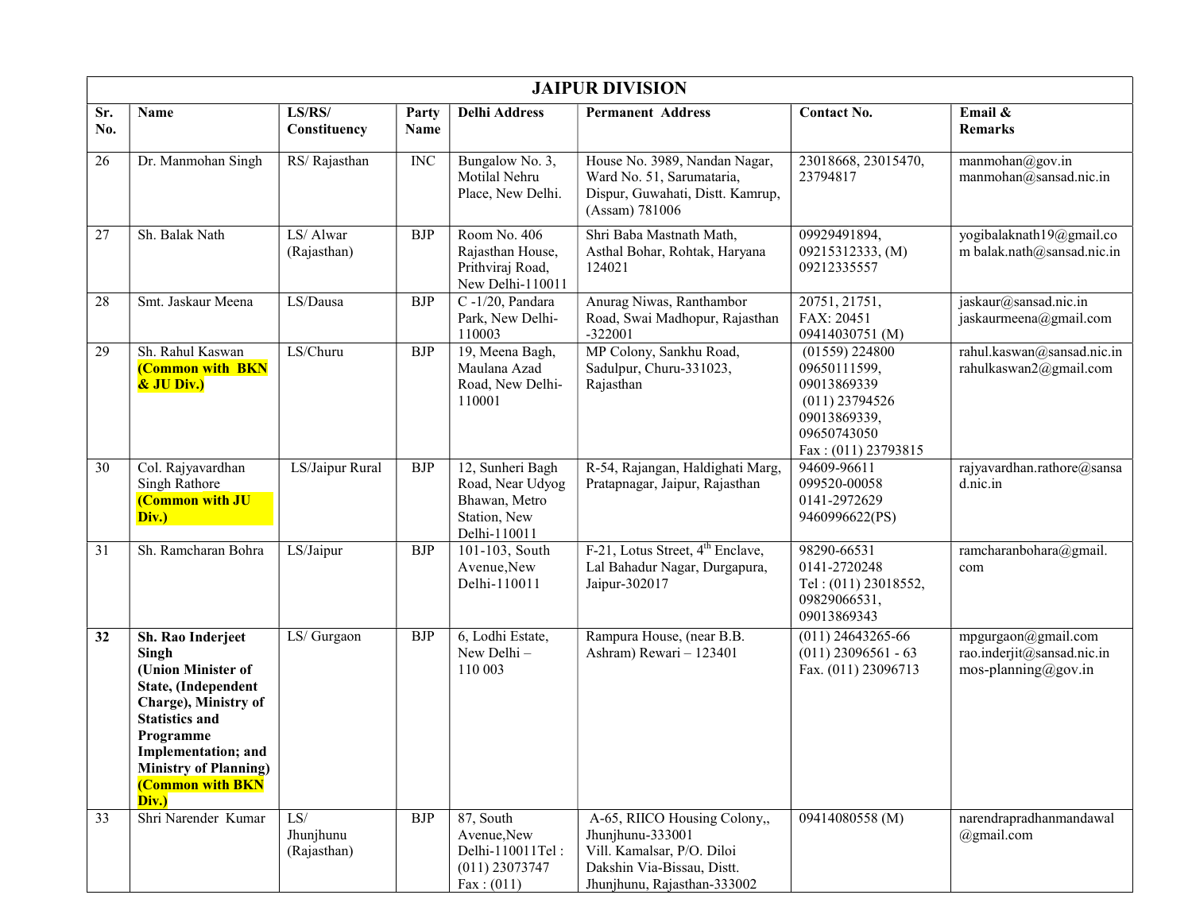| JAIPUR DIVISION | | | | | | | |
|---|---|---|---|---|---|---|---|
| **Sr. No.** | **Name** | **LS/RS/ Constituency** | **Party Name** | **Delhi Address** | **Permanent Address** | **Contact No.** | **Email & Remarks** |
| 26 | Dr. Manmohan Singh | RS/ Rajasthan | INC | Bungalow No. 3, Motilal Nehru Place, New Delhi. | House No. 3989, Nandan Nagar, Ward No. 51, Sarumataria, Dispur, Guwahati, Distt. Kamrup, (Assam) 781006 | 23018668, 23015470, 23794817 | manmohan@gov.in manmohan@sansad.nic.in |
| 27 | Sh. Balak Nath | LS/ Alwar (Rajasthan) | BJP | Room No. 406 Rajasthan House, Prithviraj Road, New Delhi-110011 | Shri Baba Mastnath Math, Asthal Bohar, Rohtak, Haryana 124021 | 09929491894, 09215312333, (M) 09212335557 | yogibalaknath19@gmail.com balak.nath@sansad.nic.in |
| 28 | Smt. Jaskaur Meena | LS/Dausa | BJP | C -1/20, Pandara Park, New Delhi-110003 | Anurag Niwas, Ranthambor Road, Swai Madhopur, Rajasthan -322001 | 20751, 21751, FAX: 20451 09414030751 (M) | jaskaur@sansad.nic.in jaskaurmeena@gmail.com |
| 29 | Sh. Rahul Kaswan **(Common with BKN & JU Div.)** | LS/Churu | BJP | 19, Meena Bagh, Maulana Azad Road, New Delhi-110001 | MP Colony, Sankhu Road, Sadulpur, Churu-331023, Rajasthan | (01559) 224800 09650111599, 09013869339 (011) 23794526 09013869339, 09650743050 Fax : (011) 23793815 | rahul.kaswan@sansad.nic.in rahulkaswan2@gmail.com |
| 30 | Col. Rajyavardhan Singh Rathore **(Common with JU Div.)** | LS/Jaipur Rural | BJP | 12, Sunheri Bagh Road, Near Udyog Bhawan, Metro Station, New Delhi-110011 | R-54, Rajangan, Haldighati Marg, Pratapnagar, Jaipur, Rajasthan | 94609-96611 099520-00058 0141-2972629 9460996622(PS) | rajyavardhan.rathore@sansad.nic.in |
| 31 | Sh. Ramcharan Bohra | LS/Jaipur | BJP | 101-103, South Avenue,New Delhi-110011 | F-21, Lotus Street, 4th Enclave, Lal Bahadur Nagar, Durgapura, Jaipur-302017 | 98290-66531 0141-2720248 Tel : (011) 23018552, 09829066531, 09013869343 | ramcharanbohara@gmail.com |
| **32** | **Sh. Rao Inderjeet Singh (Union Minister of State, (Independent Charge), Ministry of Statistics and Programme Implementation; and Ministry of Planning) (Common with BKN Div.)** | LS/ Gurgaon | BJP | 6, Lodhi Estate, New Delhi – 110 003 | Rampura House, (near B.B. Ashram) Rewari – 123401 | (011) 24643265-66 (011) 23096561 - 63 Fax. (011) 23096713 | mpgurgaon@gmail.com rao.inderjit@sansad.nic.in mos-planning@gov.in |
| 33 | Shri Narender Kumar | LS/ Jhunjhunu (Rajasthan) | BJP | 87, South Avenue,New Delhi-110011Tel : (011) 23073747 Fax : (011) | A-65, RIICO Housing Colony,, Jhunjhunu-333001 Vill. Kamalsar, P/O. Diloi Dakshin Via-Bissau, Distt. Jhunjhunu, Rajasthan-333002 | 09414080558 (M) | narendrapradhanmandawal@gmail.com |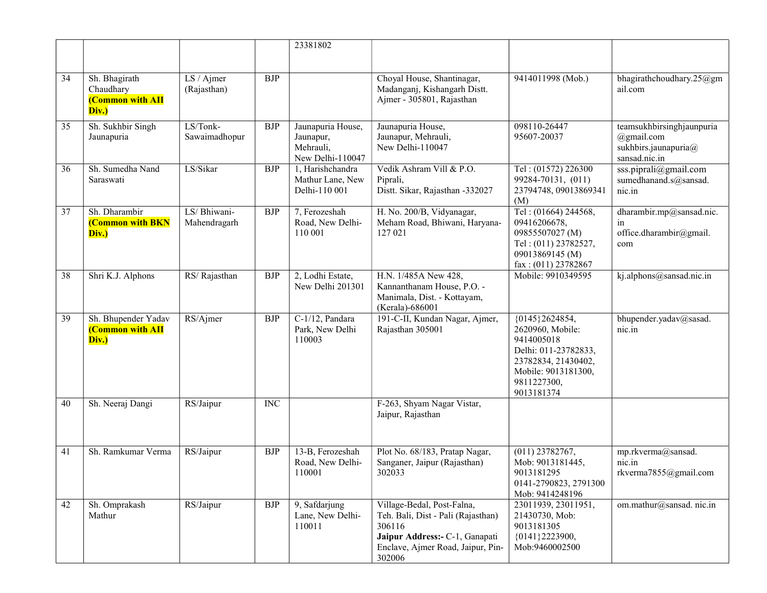| | | | | 23381802 | | | |
|---|---|---|---|---|---|---|---|
| 34 | Sh. Bhagirath Chaudhary **(Common with AII Div.)** | LS / Ajmer (Rajasthan) | BJP | | Choyal House, Shantinagar, Madanganj, Kishangarh Distt. Ajmer - 305801, Rajasthan | 9414011998 (Mob.) | bhagirathchoudhary.25@gmail.com |
| 35 | Sh. Sukhbir Singh Jaunapuria | LS/Tonk-Sawaimadhopur | BJP | Jaunapuria House, Jaunapur, Mehrauli, New Delhi-110047 | Jaunapuria House, Jaunapur, Mehrauli, New Delhi-110047 | 098110-26447 95607-20037 | teamsukhbirsinghjaunpuria@gmail.com sukhbirs.jaunapuria@sansad.nic.in |
| 36 | Sh. Sumedha Nand Saraswati | LS/Sikar | BJP | 1, Harishchandra Mathur Lane, New Delhi-110 001 | Vedik Ashram Vill & P.O. Piprali, Distt. Sikar, Rajasthan -332027 | Tel : (01572) 226300 99284-70131, (011) 23794748, 09013869341 (M) | sss.piprali@gmail.com sumedhanand.s@sansad.nic.in |
| 37 | Sh. Dharambir **(Common with BKN Div.)** | LS/ Bhiwani-Mahendragarh | BJP | 7, Ferozeshah Road, New Delhi-110 001 | H. No. 200/B, Vidyanagar, Meham Road, Bhiwani, Haryana-127 021 | Tel : (01664) 244568, 09416206678, 09855507027 (M) Tel : (011) 23782527, 09013869145 (M) fax : (011) 23782867 | dharambir.mp@sansad.nic.in office.dharambir@gmail.com |
| 38 | Shri K.J. Alphons | RS/ Rajasthan | BJP | 2, Lodhi Estate, New Delhi 201301 | H.N. 1/485A New 428, Kannanthanam House, P.O. - Manimala, Dist. - Kottayam, (Kerala)-686001 | Mobile: 9910349595 | kj.alphons@sansad.nic.in |
| 39 | Sh. Bhupender Yadav **(Common with AII Div.)** | RS/Ajmer | BJP | C-1/12, Pandara Park, New Delhi 110003 | 191-C-II, Kundan Nagar, Ajmer, Rajasthan 305001 | {0145}2624854, 2620960, Mobile: 9414005018 Delhi: 011-23782833, 23782834, 21430402, Mobile: 9013181300, 9811227300, 9013181374 | bhupender.yadav@sasad.nic.in |
| 40 | Sh. Neeraj Dangi | RS/Jaipur | INC | | F-263, Shyam Nagar Vistar, Jaipur, Rajasthan | | |
| 41 | Sh. Ramkumar Verma | RS/Jaipur | BJP | 13-B, Ferozeshah Road, New Delhi-110001 | Plot No. 68/183, Pratap Nagar, Sanganer, Jaipur (Rajasthan) 302033 | (011) 23782767, Mob: 9013181445, 9013181295 0141-2790823, 2791300 Mob: 9414248196 | mp.rkverma@sansad.nic.in rkverma7855@gmail.com |
| 42 | Sh. Omprakash Mathur | RS/Jaipur | BJP | 9, Safdarjung Lane, New Delhi-110011 | Village-Bedal, Post-Falna, Teh. Bali, Dist - Pali (Rajasthan) 306116 **Jaipur Address:-** C-1, Ganapati Enclave, Ajmer Road, Jaipur, Pin-302006 | 23011939, 23011951, 21430730, Mob: 9013181305 {0141}2223900, Mob:9460002500 | om.mathur@sansad. nic.in |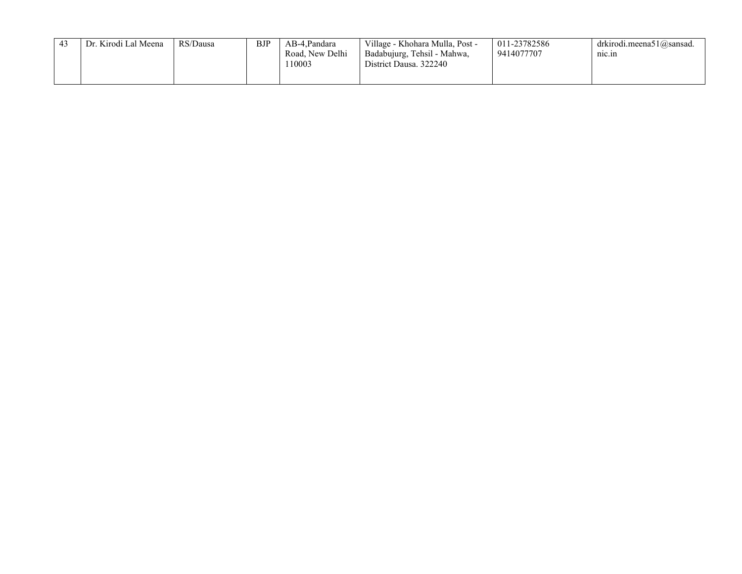| 43 | Dr. Kirodi Lal Meena | RS/Dausa | BJP | AB-4,Pandara Road, New Delhi 110003 | Village - Khohara Mulla, Post - Badabujurg, Tehsil - Mahwa, District Dausa. 322240 | 011-23782586 9414077707 | drkirodi.meena51@sansad.nic.in |
|---|---|---|---|---|---|---|---|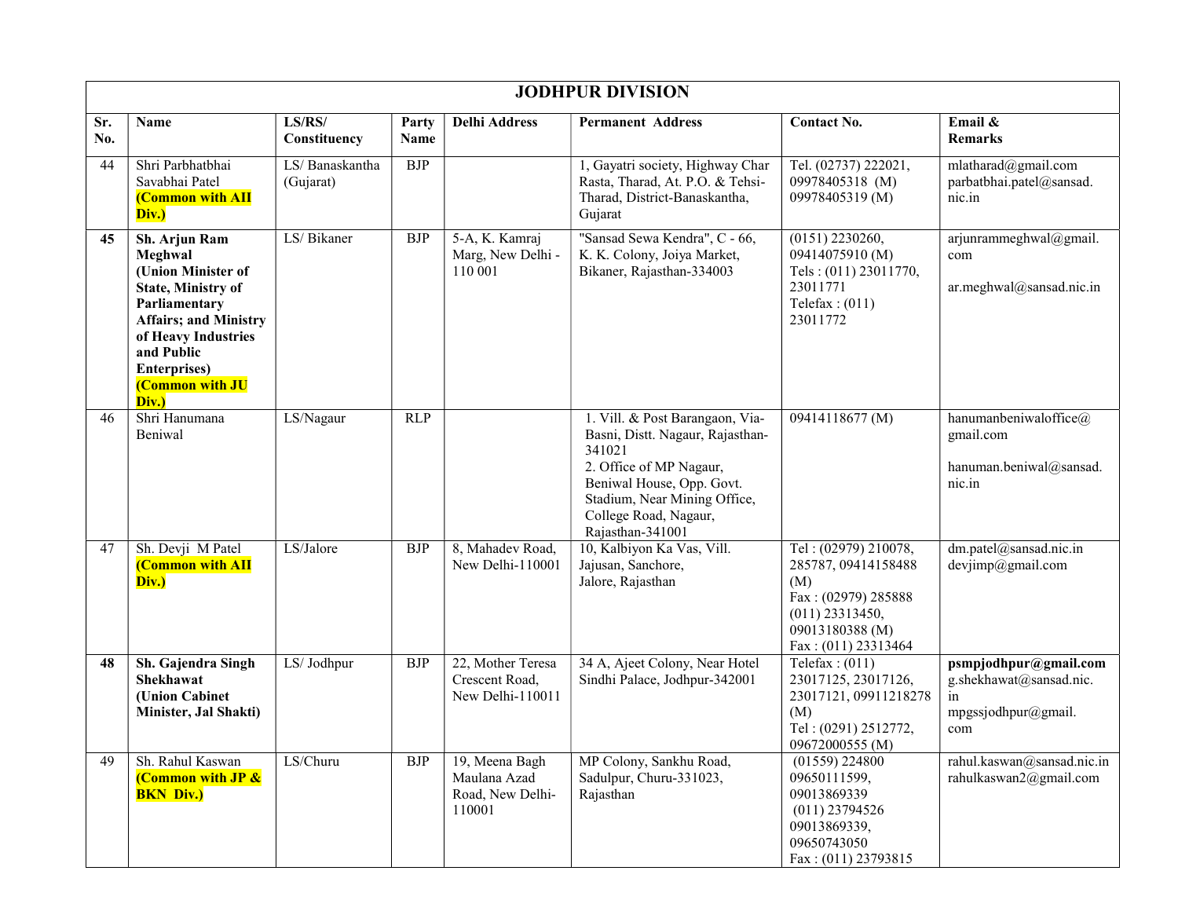| JODHPUR DIVISION | | | | | | | |
|---|---|---|---|---|---|---|---|
| **Sr. No.** | **Name** | **LS/RS/ Constituency** | **Party Name** | **Delhi Address** | **Permanent Address** | **Contact No.** | **Email & Remarks** |
| 44 | Shri Parbhatbhai Savabhai Patel **(Common with All Div.)** | LS/ Banaskantha (Gujarat) | BJP | | 1, Gayatri society, Highway Char Rasta, Tharad, At. P.O. & Tehsi-Tharad, District-Banaskantha, Gujarat | Tel. (02737) 222021, 09978405318 (M) 09978405319 (M) | mlatharad@gmail.com parbatbhai.patel@sansad.nic.in |
| **45** | **Sh. Arjun Ram Meghwal (Union Minister of State, Ministry of Parliamentary Affairs; and Ministry of Heavy Industries and Public Enterprises) (Common with JU Div.)** | LS/ Bikaner | BJP | 5-A, K. Kamraj Marg, New Delhi - 110 001 | "Sansad Sewa Kendra", C - 66, K. K. Colony, Joiya Market, Bikaner, Rajasthan-334003 | (0151) 2230260, 09414075910 (M) Tels : (011) 23011770, 23011771 Telefax : (011) 23011772 | arjunrammeghwal@gmail.com ar.meghwal@sansad.nic.in |
| 46 | Shri Hanumana Beniwal | LS/Nagaur | RLP | | 1. Vill. & Post Barangaon, Via-Basni, Distt. Nagaur, Rajasthan-341021 2. Office of MP Nagaur, Beniwal House, Opp. Govt. Stadium, Near Mining Office, College Road, Nagaur, Rajasthan-341001 | 09414118677 (M) | hanumanbeniwaloffice@gmail.com hanuman.beniwal@sansad.nic.in |
| 47 | Sh. Devji M Patel **(Common with All Div.)** | LS/Jalore | BJP | 8, Mahadev Road, New Delhi-110001 | 10, Kalbiyon Ka Vas, Vill. Jajusan, Sanchore, Jalore, Rajasthan | Tel : (02979) 210078, 285787, 09414158488 (M) Fax : (02979) 285888 (011) 23313450, 09013180388 (M) Fax : (011) 23313464 | dm.patel@sansad.nic.in devjimp@gmail.com |
| **48** | **Sh. Gajendra Singh Shekhawat (Union Cabinet Minister, Jal Shakti)** | LS/ Jodhpur | BJP | 22, Mother Teresa Crescent Road, New Delhi-110011 | 34 A, Ajeet Colony, Near Hotel Sindhi Palace, Jodhpur-342001 | Telefax : (011) 23017125, 23017126, 23017121, 09911218278 (M) Tel : (0291) 2512772, 09672000555 (M) | **psmpjodhpur@gmail.com** g.shekhawat@sansad.nic.in mpgssjodhpur@gmail.com |
| 49 | Sh. Rahul Kaswan **(Common with JP & BKN Div.)** | LS/Churu | BJP | 19, Meena Bagh Maulana Azad Road, New Delhi-110001 | MP Colony, Sankhu Road, Sadulpur, Churu-331023, Rajasthan | (01559) 224800 09650111599, 09013869339 (011) 23794526 09013869339, 09650743050 Fax : (011) 23793815 | rahul.kaswan@sansad.nic.in rahulkaswan2@gmail.com |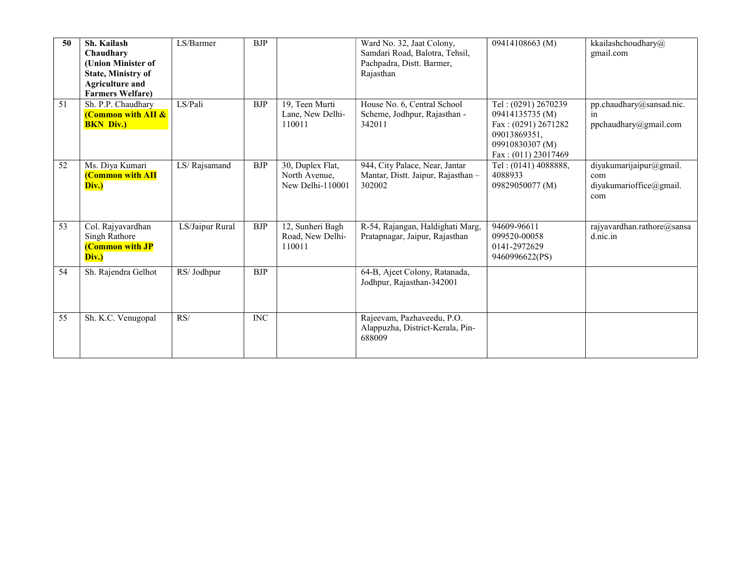| | | | | | | | |
|---|---|---|---|---|---|---|---|
| **50** | **Sh. Kailash Chaudhary (Union Minister of State, Ministry of Agriculture and Farmers Welfare)** | LS/Barmer | BJP | | Ward No. 32, Jaat Colony, Samdari Road, Balotra, Tehsil, Pachpadra, Distt. Barmer, Rajasthan | 09414108663 (M) | kkailashchoudhary@gmail.com |
| 51 | Sh. P.P. Chaudhary **(Common with AII & BKN Div.)** | LS/Pali | BJP | 19, Teen Murti Lane, New Delhi-110011 | House No. 6, Central School Scheme, Jodhpur, Rajasthan - 342011 | Tel : (0291) 2670239 09414135735 (M) Fax : (0291) 2671282 09013869351, 09910830307 (M) Fax : (011) 23017469 | pp.chaudhary@sansad.nic.in ppchaudhary@gmail.com |
| 52 | Ms. Diya Kumari **(Common with AII Div.)** | LS/ Rajsamand | BJP | 30, Duplex Flat, North Avenue, New Delhi-110001 | 944, City Palace, Near, Jantar Mantar, Distt. Jaipur, Rajasthan – 302002 | Tel : (0141) 4088888, 4088933 09829050077 (M) | diyakumarijaipur@gmail.com diyakumarioffice@gmail.com |
| 53 | Col. Rajyavardhan Singh Rathore **(Common with JP Div.)** | LS/Jaipur Rural | BJP | 12, Sunheri Bagh Road, New Delhi-110011 | R-54, Rajangan, Haldighati Marg, Pratapnagar, Jaipur, Rajasthan | 94609-96611 099520-00058 0141-2972629 9460996622(PS) | rajyavardhan.rathore@sansad.nic.in |
| 54 | Sh. Rajendra Gelhot | RS/ Jodhpur | BJP | | 64-B, Ajeet Colony, Ratanada, Jodhpur, Rajasthan-342001 | | |
| 55 | Sh. K.C. Venugopal | RS/ | INC | | Rajeevam, Pazhaveedu, P.O. Alappuzha, District-Kerala, Pin-688009 | | |